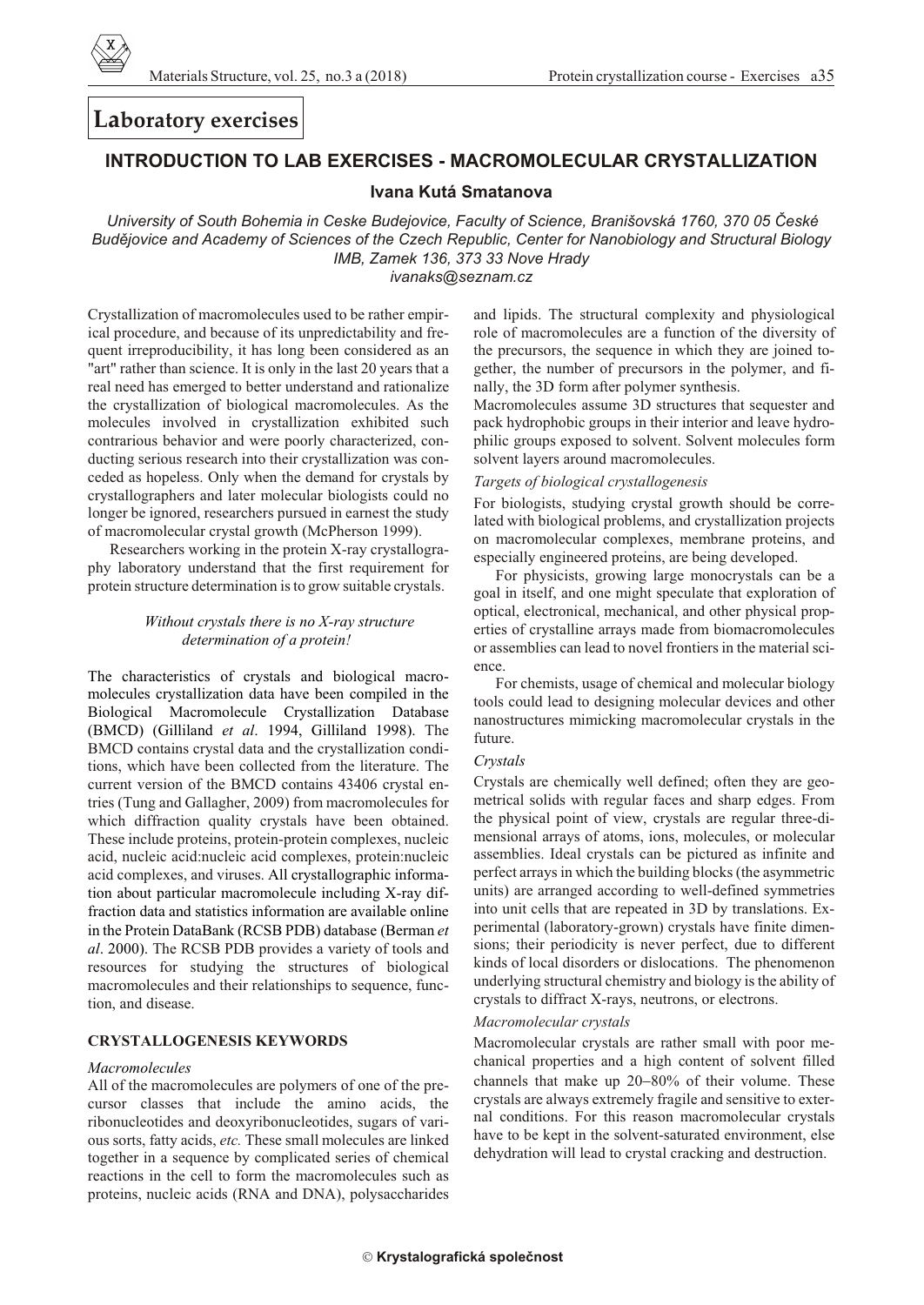# Laboratory exercises

## INTRODUCTION TO LAB EXERCISES - MACROMOLECULAR CRYSTALLIZATION

**Ivana Kutá Smatanova**

*University of South Bohemia in Ceske Budejovice, Faculty of Science, Branišovská 1760, 370 05 České Budějovice and Academy of Sciences of the Czech Republic, Center for Nanobiology and Structural Biology IMB, Zamek 136, 373 33 Nove Hrady*
*ivanaks@seznam.cz*

Crystallization of macromolecules used to be rather empirical procedure, and because of its unpredictability and frequent irreproducibility, it has long been considered as an "art" rather than science. It is only in the last 20 years that a real need has emerged to better understand and rationalize the crystallization of biological macromolecules. As the molecules involved in crystallization exhibited such contrarious behavior and were poorly characterized, conducting serious research into their crystallization was conceded as hopeless. Only when the demand for crystals by crystallographers and later molecular biologists could no longer be ignored, researchers pursued in earnest the study of macromolecular crystal growth (McPherson 1999).

Researchers working in the protein X-ray crystallography laboratory understand that the first requirement for protein structure determination is to grow suitable crystals.

*Without crystals there is no X-ray structure determination of a protein!*

The characteristics of crystals and biological macromolecules crystallization data have been compiled in the Biological Macromolecule Crystallization Database (BMCD) (Gilliland *et al*. 1994, Gilliland 1998). The BMCD contains crystal data and the crystallization conditions, which have been collected from the literature. The current version of the BMCD contains 43406 crystal entries (Tung and Gallagher, 2009) from macromolecules for which diffraction quality crystals have been obtained. These include proteins, protein-protein complexes, nucleic acid, nucleic acid:nucleic acid complexes, protein:nucleic acid complexes, and viruses. All crystallographic information about particular macromolecule including X-ray diffraction data and statistics information are available online in the Protein DataBank (RCSB PDB) database (Berman *et al*. 2000). The RCSB PDB provides a variety of tools and resources for studying the structures of biological macromolecules and their relationships to sequence, function, and disease.

### CRYSTALLOGENESIS KEYWORDS

*Macromolecules*

All of the macromolecules are polymers of one of the precursor classes that include the amino acids, the ribonucleotides and deoxyribonucleotides, sugars of various sorts, fatty acids, *etc.* These small molecules are linked together in a sequence by complicated series of chemical reactions in the cell to form the macromolecules such as proteins, nucleic acids (RNA and DNA), polysaccharides and lipids. The structural complexity and physiological role of macromolecules are a function of the diversity of the precursors, the sequence in which they are joined together, the number of precursors in the polymer, and finally, the 3D form after polymer synthesis.

Macromolecules assume 3D structures that sequester and pack hydrophobic groups in their interior and leave hydrophilic groups exposed to solvent. Solvent molecules form solvent layers around macromolecules.

*Targets of biological crystallogenesis*

For biologists, studying crystal growth should be correlated with biological problems, and crystallization projects on macromolecular complexes, membrane proteins, and especially engineered proteins, are being developed.

For physicists, growing large monocrystals can be a goal in itself, and one might speculate that exploration of optical, electronical, mechanical, and other physical properties of crystalline arrays made from biomacromolecules or assemblies can lead to novel frontiers in the material science.

For chemists, usage of chemical and molecular biology tools could lead to designing molecular devices and other nanostructures mimicking macromolecular crystals in the future.

*Crystals*

Crystals are chemically well defined; often they are geometrical solids with regular faces and sharp edges. From the physical point of view, crystals are regular three-dimensional arrays of atoms, ions, molecules, or molecular assemblies. Ideal crystals can be pictured as infinite and perfect arrays in which the building blocks (the asymmetric units) are arranged according to well-defined symmetries into unit cells that are repeated in 3D by translations. Experimental (laboratory-grown) crystals have finite dimensions; their periodicity is never perfect, due to different kinds of local disorders or dislocations. The phenomenon underlying structural chemistry and biology is the ability of crystals to diffract X-rays, neutrons, or electrons.

*Macromolecular crystals*

Macromolecular crystals are rather small with poor mechanical properties and a high content of solvent filled channels that make up 20–80% of their volume. These crystals are always extremely fragile and sensitive to external conditions. For this reason macromolecular crystals have to be kept in the solvent-saturated environment, else dehydration will lead to crystal cracking and destruction.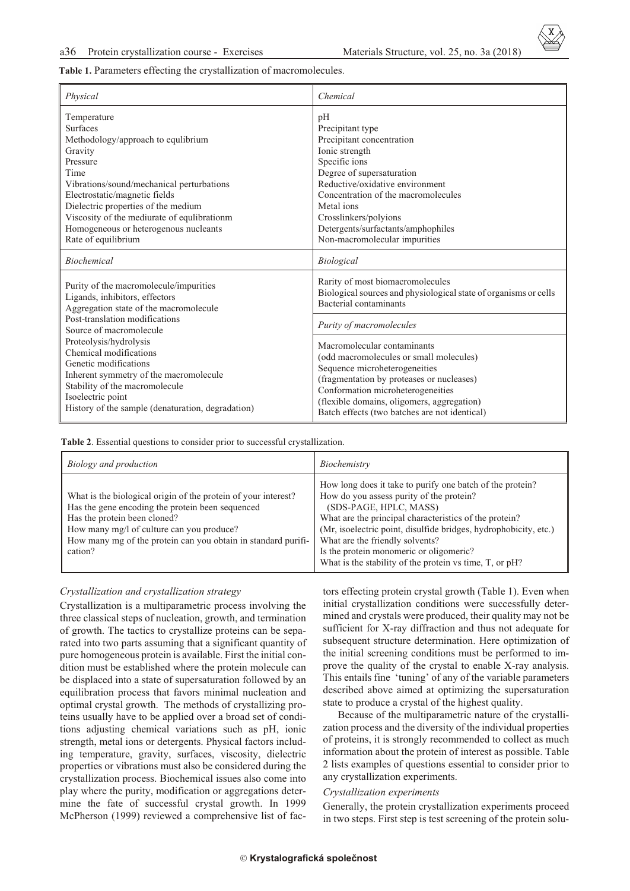**Table 1.** Parameters effecting the crystallization of macromolecules.

| *Physical* | *Chemical* |
|---|---|
| Temperature<br>Surfaces<br>Methodology/approach to equlibrium<br>Gravity<br>Pressure<br>Time<br>Vibrations/sound/mechanical perturbations<br>Electrostatic/magnetic fields<br>Dielectric properties of the medium<br>Viscosity of the mediurate of equlibrationm<br>Homogeneous or heterogenous nucleants<br>Rate of equilibrium | pH<br>Precipitant type<br>Precipitant concentration<br>Ionic strength<br>Specific ions<br>Degree of supersaturation<br>Reductive/oxidative environment<br>Concentration of the macromolecules<br>Metal ions<br>Crosslinkers/polyions<br>Detergents/surfactants/amphophiles<br>Non-macromolecular impurities |
| *Biochemical* | *Biological* |
| Purity of the macromolecule/impurities<br>Ligands, inhibitors, effectors<br>Aggregation state of the macromolecule<br>Post-translation modifications<br>Source of macromolecule<br>Proteolysis/hydrolysis<br>Chemical modifications<br>Genetic modifications<br>Inherent symmetry of the macromolecule<br>Stability of the macromolecule<br>Isoelectric point<br>History of the sample (denaturation, degradation) | Rarity of most biomacromolecules<br>Biological sources and physiological state of organisms or cells<br>Bacterial contaminants<br><br>*Purity of macromolecules*<br><br>Macromolecular contaminants<br>(odd macromolecules or small molecules)<br>Sequence microheterogeneities<br>(fragmentation by proteases or nucleases)<br>Conformation microheterogeneities<br>(flexible domains, oligomers, aggregation)<br>Batch effects (two batches are not identical) |

**Table 2**. Essential questions to consider prior to successful crystallization.

| *Biology and production* | *Biochemistry* |
|---|---|
| What is the biological origin of the protein of your interest?<br>Has the gene encoding the protein been sequenced<br>Has the protein been cloned?<br>How many mg/l of culture can you produce?<br>How many mg of the protein can you obtain in standard purification? | How long does it take to purify one batch of the protein?<br>How do you assess purity of the protein?<br>(SDS-PAGE, HPLC, MASS)<br>What are the principal characteristics of the protein?<br>(Mr, isoelectric point, disulfide bridges, hydrophobicity, etc.)<br>What are the friendly solvents?<br>Is the protein monomeric or oligomeric?<br>What is the stability of the protein vs time, T, or pH? |

*Crystallization and crystallization strategy*

Crystallization is a multiparametric process involving the three classical steps of nucleation, growth, and termination of growth. The tactics to crystallize proteins can be separated into two parts assuming that a significant quantity of pure homogeneous protein is available. First the initial condition must be established where the protein molecule can be displaced into a state of supersaturation followed by an equilibration process that favors minimal nucleation and optimal crystal growth. The methods of crystallizing proteins usually have to be applied over a broad set of conditions adjusting chemical variations such as pH, ionic strength, metal ions or detergents. Physical factors including temperature, gravity, surfaces, viscosity, dielectric properties or vibrations must also be considered during the crystallization process. Biochemical issues also come into play where the purity, modification or aggregations determine the fate of successful crystal growth. In 1999 McPherson (1999) reviewed a comprehensive list of factors effecting protein crystal growth (Table 1). Even when initial crystallization conditions were successfully determined and crystals were produced, their quality may not be sufficient for X-ray diffraction and thus not adequate for subsequent structure determination. Here optimization of the initial screening conditions must be performed to improve the quality of the crystal to enable X-ray analysis. This entails fine 'tuning' of any of the variable parameters described above aimed at optimizing the supersaturation state to produce a crystal of the highest quality.

Because of the multiparametric nature of the crystallization process and the diversity of the individual properties of proteins, it is strongly recommended to collect as much information about the protein of interest as possible. Table 2 lists examples of questions essential to consider prior to any crystallization experiments.

*Crystallization experiments*

Generally, the protein crystallization experiments proceed in two steps. First step is test screening of the protein solu-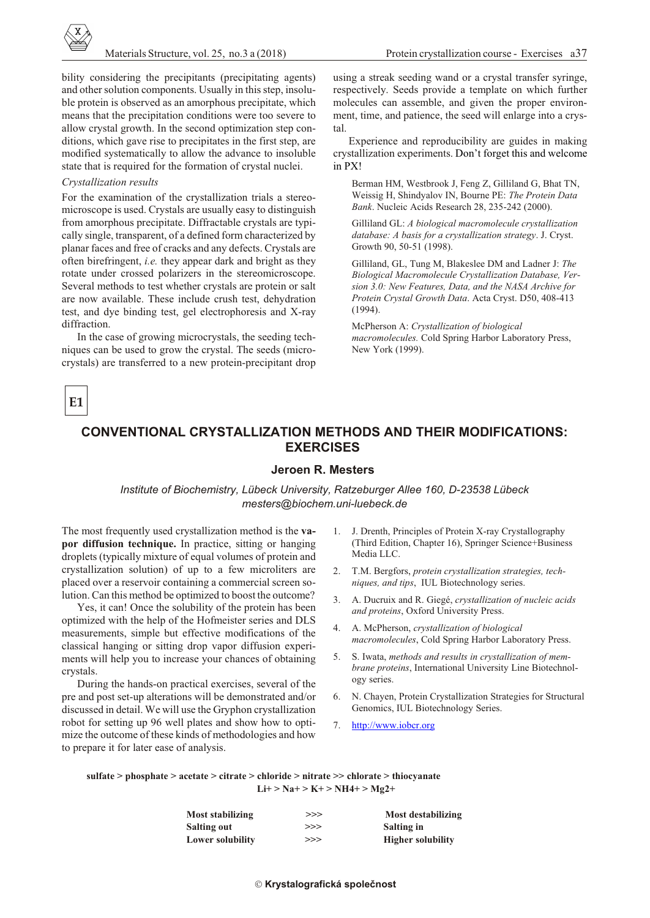bility considering the precipitants (precipitating agents) and other solution components. Usually in this step, insoluble protein is observed as an amorphous precipitate, which means that the precipitation conditions were too severe to allow crystal growth. In the second optimization step conditions, which gave rise to precipitates in the first step, are modified systematically to allow the advance to insoluble state that is required for the formation of crystal nuclei.

*Crystallization results*

For the examination of the crystallization trials a stereomicroscope is used. Crystals are usually easy to distinguish from amorphous precipitate. Diffractable crystals are typically single, transparent, of a defined form characterized by planar faces and free of cracks and any defects. Crystals are often birefringent, *i.e.* they appear dark and bright as they rotate under crossed polarizers in the stereomicroscope. Several methods to test whether crystals are protein or salt are now available. These include crush test, dehydration test, and dye binding test, gel electrophoresis and X-ray diffraction.

In the case of growing microcrystals, the seeding techniques can be used to grow the crystal. The seeds (microcrystals) are transferred to a new protein-precipitant drop using a streak seeding wand or a crystal transfer syringe, respectively. Seeds provide a template on which further molecules can assemble, and given the proper environment, time, and patience, the seed will enlarge into a crystal.

Experience and reproducibility are guides in making crystallization experiments. Don't forget this and welcome in PX!

Berman HM, Westbrook J, Feng Z, Gilliland G, Bhat TN, Weissig H, Shindyalov IN, Bourne PE: *The Protein Data Bank*. Nucleic Acids Research 28, 235-242 (2000).

Gilliland GL: *A biological macromolecule crystallization database: A basis for a crystallization strategy*. J. Cryst. Growth 90, 50-51 (1998).

Gilliland, GL, Tung M, Blakeslee DM and Ladner J: *The Biological Macromolecule Crystallization Database, Version 3.0: New Features, Data, and the NASA Archive for Protein Crystal Growth Data*. Acta Cryst. D50, 408-413 (1994).

McPherson A: *Crystallization of biological macromolecules.* Cold Spring Harbor Laboratory Press, New York (1999).

**E1**

# CONVENTIONAL CRYSTALLIZATION METHODS AND THEIR MODIFICATIONS: EXERCISES

### Jeroen R. Mesters

*Institute of Biochemistry, Lübeck University, Ratzeburger Allee 160, D-23538 Lübeck*
*mesters@biochem.uni-luebeck.de*

The most frequently used crystallization method is the **vapor diffusion technique.** In practice, sitting or hanging droplets (typically mixture of equal volumes of protein and crystallization solution) of up to a few microliters are placed over a reservoir containing a commercial screen solution. Can this method be optimized to boost the outcome?

Yes, it can! Once the solubility of the protein has been optimized with the help of the Hofmeister series and DLS measurements, simple but effective modifications of the classical hanging or sitting drop vapor diffusion experiments will help you to increase your chances of obtaining crystals.

During the hands-on practical exercises, several of the pre and post set-up alterations will be demonstrated and/or discussed in detail. We will use the Gryphon crystallization robot for setting up 96 well plates and show how to optimize the outcome of these kinds of methodologies and how to prepare it for later ease of analysis.

1. J. Drenth, Principles of Protein X-ray Crystallography (Third Edition, Chapter 16), Springer Science+Business Media LLC.
2. T.M. Bergfors, *protein crystallization strategies, techniques, and tips*, IUL Biotechnology series.
3. A. Ducruix and R. Giegé, *crystallization of nucleic acids and proteins*, Oxford University Press.
4. A. McPherson, *crystallization of biological macromolecules*, Cold Spring Harbor Laboratory Press.
5. S. Iwata, *methods and results in crystallization of membrane proteins*, International University Line Biotechnology series.
6. N. Chayen, Protein Crystallization Strategies for Structural Genomics, IUL Biotechnology Series.
7. http://www.iobcr.org

**sulfate > phosphate > acetate > citrate > chloride > nitrate >> chlorate > thiocyanate**
**$Li^+$ > $Na^+$ > $K^+$ > $NH_4^+$ > $Mg^{2+}$**

| | | |
|---|---|---|
| **Most stabilizing** | >>> | **Most destabilizing** |
| **Salting out** | >>> | **Salting in** |
| **Lower solubility** | >>> | **Higher solubility** |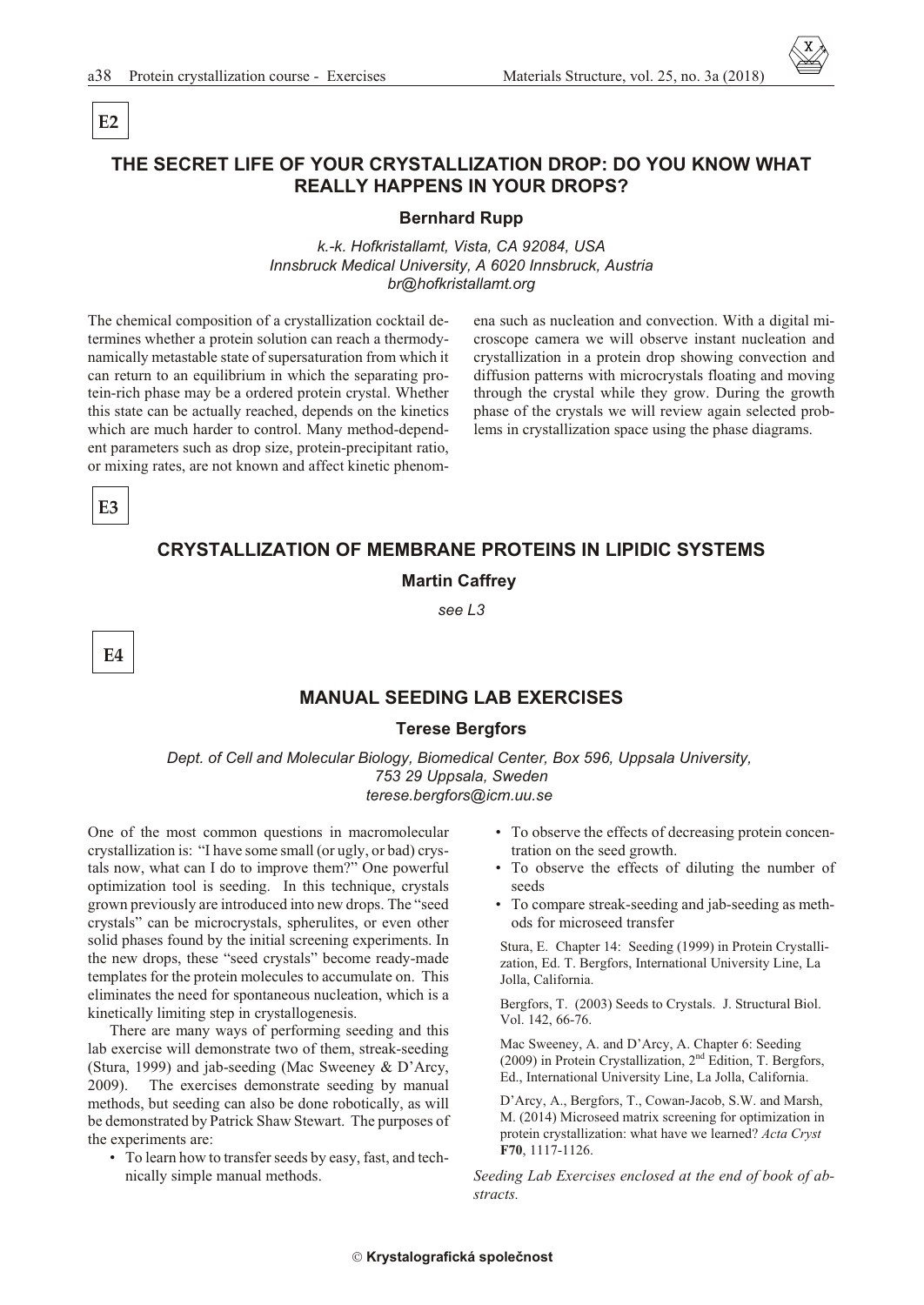**E2**

## THE SECRET LIFE OF YOUR CRYSTALLIZATION DROP: DO YOU KNOW WHAT REALLY HAPPENS IN YOUR DROPS?

**Bernhard Rupp**

*k.-k. Hofkristallamt, Vista, CA 92084, USA*
*Innsbruck Medical University, A 6020 Innsbruck, Austria*
*br@hofkristallamt.org*

The chemical composition of a crystallization cocktail determines whether a protein solution can reach a thermodynamically metastable state of supersaturation from which it can return to an equilibrium in which the separating protein-rich phase may be a ordered protein crystal. Whether this state can be actually reached, depends on the kinetics which are much harder to control. Many method-dependent parameters such as drop size, protein-precipitant ratio, or mixing rates, are not known and affect kinetic phenomena such as nucleation and convection. With a digital microscope camera we will observe instant nucleation and crystallization in a protein drop showing convection and diffusion patterns with microcrystals floating and moving through the crystal while they grow. During the growth phase of the crystals we will review again selected problems in crystallization space using the phase diagrams.

**E3**

## CRYSTALLIZATION OF MEMBRANE PROTEINS IN LIPIDIC SYSTEMS

**Martin Caffrey**

*see L3*

**E4**

## MANUAL SEEDING LAB EXERCISES

**Terese Bergfors**

*Dept. of Cell and Molecular Biology, Biomedical Center, Box 596, Uppsala University, 753 29 Uppsala, Sweden*
*terese.bergfors@icm.uu.se*

One of the most common questions in macromolecular crystallization is: "I have some small (or ugly, or bad) crystals now, what can I do to improve them?" One powerful optimization tool is seeding. In this technique, crystals grown previously are introduced into new drops. The "seed crystals" can be microcrystals, spherulites, or even other solid phases found by the initial screening experiments. In the new drops, these "seed crystals" become ready-made templates for the protein molecules to accumulate on. This eliminates the need for spontaneous nucleation, which is a kinetically limiting step in crystallogenesis.

There are many ways of performing seeding and this lab exercise will demonstrate two of them, streak-seeding (Stura, 1999) and jab-seeding (Mac Sweeney & D'Arcy, 2009). The exercises demonstrate seeding by manual methods, but seeding can also be done robotically, as will be demonstrated by Patrick Shaw Stewart. The purposes of the experiments are:

- To learn how to transfer seeds by easy, fast, and technically simple manual methods.
- To observe the effects of decreasing protein concentration on the seed growth.
- To observe the effects of diluting the number of seeds
- To compare streak-seeding and jab-seeding as methods for microseed transfer

Stura, E. Chapter 14: Seeding (1999) in Protein Crystallization, Ed. T. Bergfors, International University Line, La Jolla, California.

Bergfors, T. (2003) Seeds to Crystals. J. Structural Biol. Vol. 142, 66-76.

Mac Sweeney, A. and D'Arcy, A. Chapter 6: Seeding (2009) in Protein Crystallization, 2[nd] Edition, T. Bergfors, Ed., International University Line, La Jolla, California.

D'Arcy, A., Bergfors, T., Cowan-Jacob, S.W. and Marsh, M. (2014) Microseed matrix screening for optimization in protein crystallization: what have we learned? *Acta Cryst* **F70**, 1117-1126.

*Seeding Lab Exercises enclosed at the end of book of abstracts.*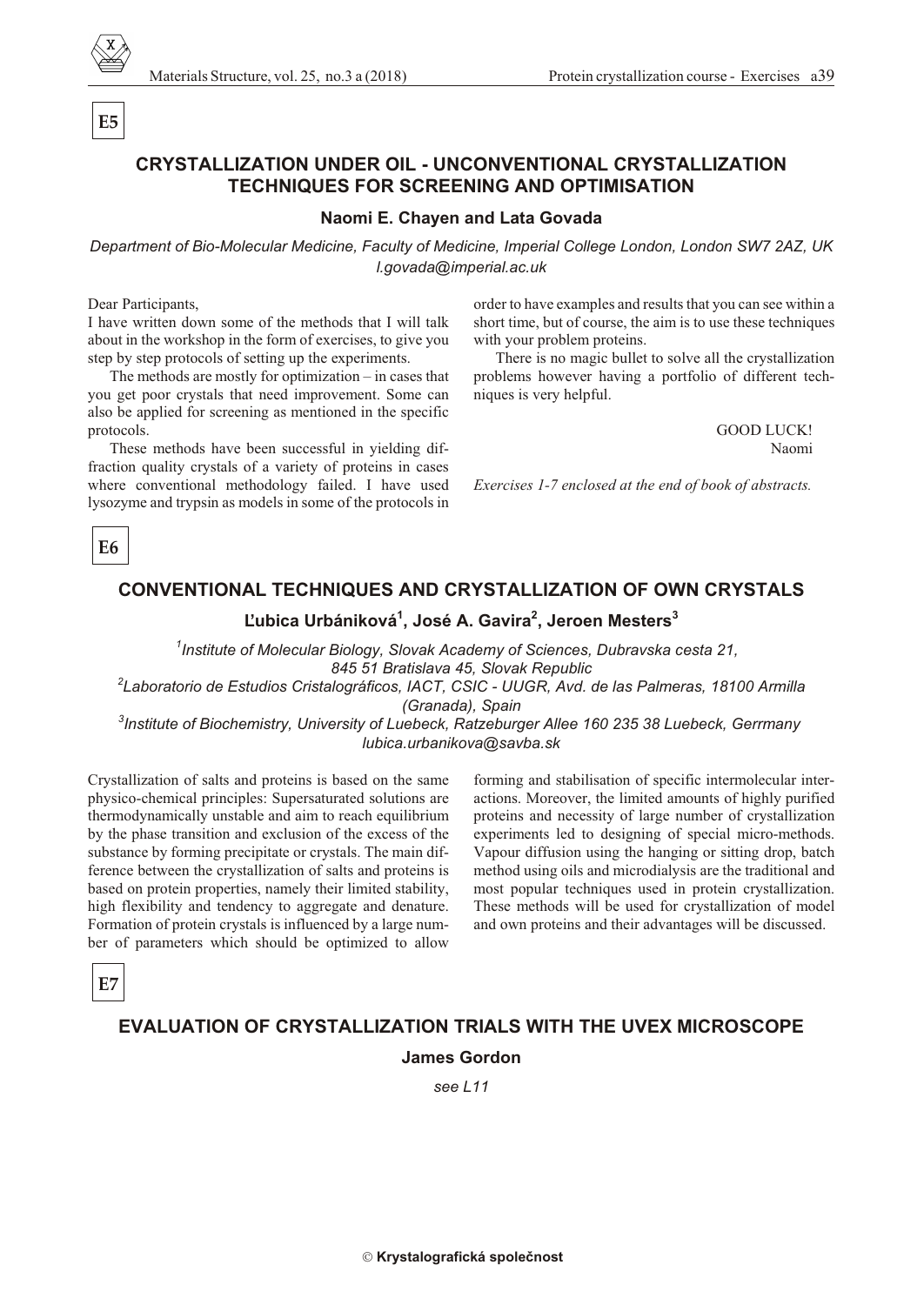**E5**

## CRYSTALLIZATION UNDER OIL - UNCONVENTIONAL CRYSTALLIZATION TECHNIQUES FOR SCREENING AND OPTIMISATION

**Naomi E. Chayen and Lata Govada**

*Department of Bio-Molecular Medicine, Faculty of Medicine, Imperial College London, London SW7 2AZ, UK*
*l.govada@imperial.ac.uk*

Dear Participants,

I have written down some of the methods that I will talk about in the workshop in the form of exercises, to give you step by step protocols of setting up the experiments.

The methods are mostly for optimization – in cases that you get poor crystals that need improvement. Some can also be applied for screening as mentioned in the specific protocols.

These methods have been successful in yielding diffraction quality crystals of a variety of proteins in cases where conventional methodology failed. I have used lysozyme and trypsin as models in some of the protocols in order to have examples and results that you can see within a short time, but of course, the aim is to use these techniques with your problem proteins.

There is no magic bullet to solve all the crystallization problems however having a portfolio of different techniques is very helpful.

GOOD LUCK!
Naomi

*Exercises 1-7 enclosed at the end of book of abstracts.*

**E6**

## CONVENTIONAL TECHNIQUES AND CRYSTALLIZATION OF OWN CRYSTALS

**Ľubica Urbániková[1], José A. Gavira[2], Jeroen Mesters[3]**

[1]*Institute of Molecular Biology, Slovak Academy of Sciences, Dubravska cesta 21, 845 51 Bratislava 45, Slovak Republic*
[2]*Laboratorio de Estudios Cristalográficos, IACT, CSIC - UUGR, Avd. de las Palmeras, 18100 Armilla (Granada), Spain*
[3]*Institute of Biochemistry, University of Luebeck, Ratzeburger Allee 160 235 38 Luebeck, Gerrmany*
*lubica.urbanikova@savba.sk*

Crystallization of salts and proteins is based on the same physico-chemical principles: Supersaturated solutions are thermodynamically unstable and aim to reach equilibrium by the phase transition and exclusion of the excess of the substance by forming precipitate or crystals. The main difference between the crystallization of salts and proteins is based on protein properties, namely their limited stability, high flexibility and tendency to aggregate and denature. Formation of protein crystals is influenced by a large number of parameters which should be optimized to allow forming and stabilisation of specific intermolecular interactions. Moreover, the limited amounts of highly purified proteins and necessity of large number of crystallization experiments led to designing of special micro-methods. Vapour diffusion using the hanging or sitting drop, batch method using oils and microdialysis are the traditional and most popular techniques used in protein crystallization. These methods will be used for crystallization of model and own proteins and their advantages will be discussed.

**E7**

## EVALUATION OF CRYSTALLIZATION TRIALS WITH THE UVEX MICROSCOPE

**James Gordon**

*see L11*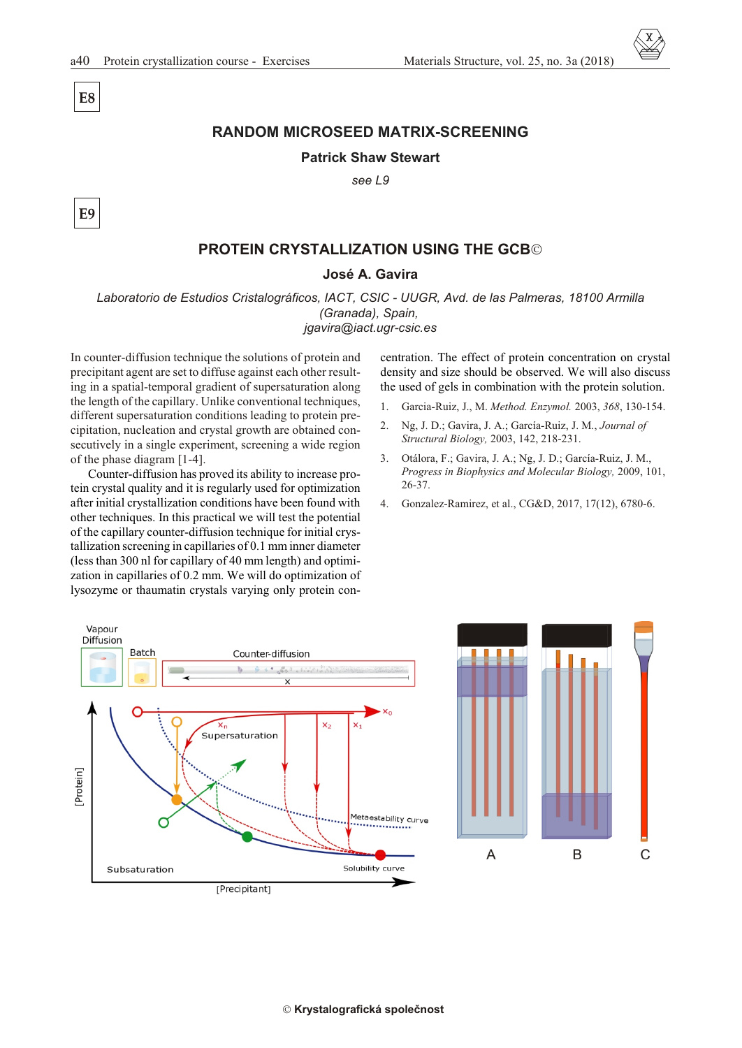# E8

## RANDOM MICROSEED MATRIX-SCREENING

### Patrick Shaw Stewart

*see L9*

# E9

## PROTEIN CRYSTALLIZATION USING THE GCB©

### José A. Gavira

*Laboratorio de Estudios Cristalográficos, IACT, CSIC - UUGR, Avd. de las Palmeras, 18100 Armilla (Granada), Spain,*
*jgavira@iact.ugr-csic.es*

In counter-diffusion technique the solutions of protein and precipitant agent are set to diffuse against each other resulting in a spatial-temporal gradient of supersaturation along the length of the capillary. Unlike conventional techniques, different supersaturation conditions leading to protein precipitation, nucleation and crystal growth are obtained consecutively in a single experiment, screening a wide region of the phase diagram [1-4].

Counter-diffusion has proved its ability to increase protein crystal quality and it is regularly used for optimization after initial crystallization conditions have been found with other techniques. In this practical we will test the potential of the capillary counter-diffusion technique for initial crystallization screening in capillaries of 0.1 mm inner diameter (less than 300 nl for capillary of 40 mm length) and optimization in capillaries of 0.2 mm. We will do optimization of lysozyme or thaumatin crystals varying only protein concentration. The effect of protein concentration on crystal density and size should be observed. We will also discuss the used of gels in combination with the protein solution.

1. Garcia-Ruiz, J., M. *Method. Enzymol.* 2003, *368*, 130-154.
2. Ng, J. D.; Gavira, J. A.; García-Ruiz, J. M., *Journal of Structural Biology,* 2003, 142, 218-231.
3. Otálora, F.; Gavira, J. A.; Ng, J. D.; García-Ruiz, J. M., *Progress in Biophysics and Molecular Biology,* 2009, 101, 26-37.
4. Gonzalez-Ramirez, et al., CG&D, 2017, 17(12), 6780-6.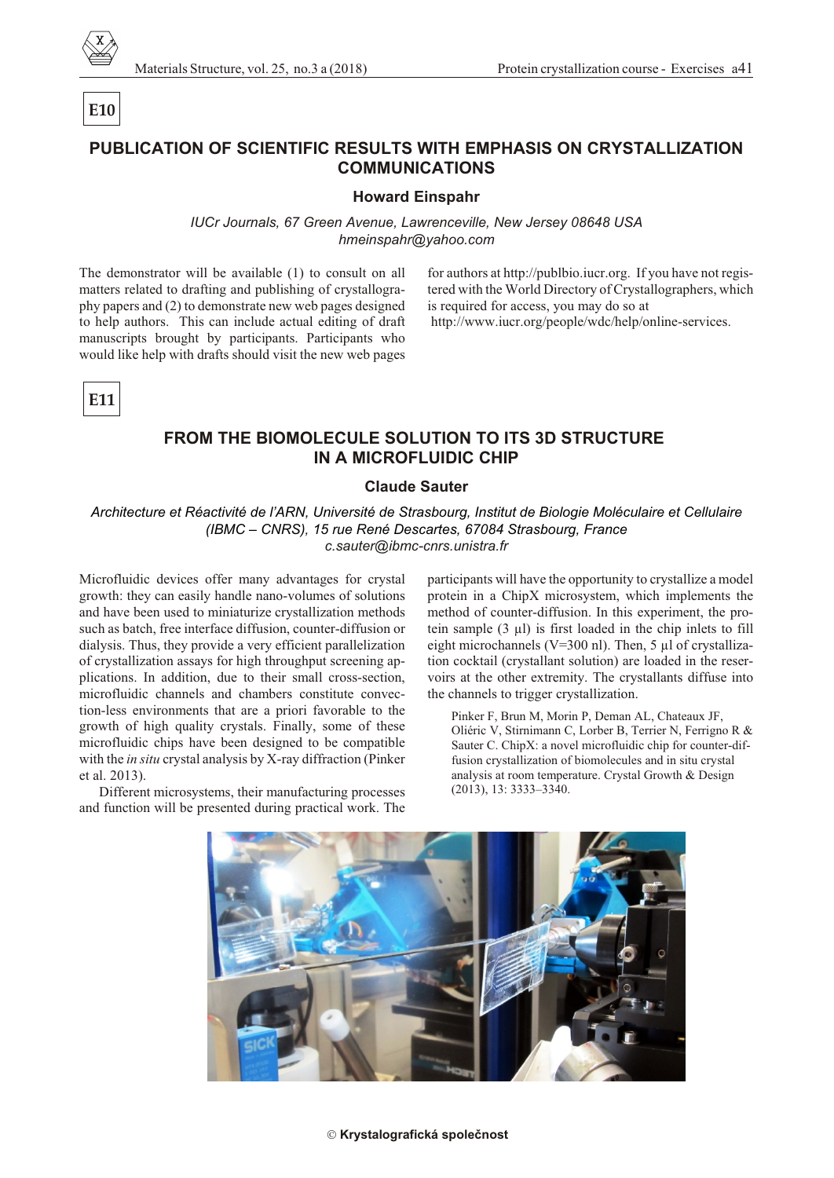**E10**

## PUBLICATION OF SCIENTIFIC RESULTS WITH EMPHASIS ON CRYSTALLIZATION COMMUNICATIONS

### Howard Einspahr

*IUCr Journals, 67 Green Avenue, Lawrenceville, New Jersey 08648 USA*
*hmeinspahr@yahoo.com*

The demonstrator will be available (1) to consult on all matters related to drafting and publishing of crystallography papers and (2) to demonstrate new web pages designed to help authors. This can include actual editing of draft manuscripts brought by participants. Participants who would like help with drafts should visit the new web pages for authors at http://publbio.iucr.org. If you have not registered with the World Directory of Crystallographers, which is required for access, you may do so at http://www.iucr.org/people/wdc/help/online-services.

**E11**

## FROM THE BIOMOLECULE SOLUTION TO ITS 3D STRUCTURE IN A MICROFLUIDIC CHIP

### Claude Sauter

*Architecture et Réactivité de l'ARN, Université de Strasbourg, Institut de Biologie Moléculaire et Cellulaire (IBMC – CNRS), 15 rue René Descartes, 67084 Strasbourg, France*
*c.sauter@ibmc-cnrs.unistra.fr*

Microfluidic devices offer many advantages for crystal growth: they can easily handle nano-volumes of solutions and have been used to miniaturize crystallization methods such as batch, free interface diffusion, counter-diffusion or dialysis. Thus, they provide a very efficient parallelization of crystallization assays for high throughput screening applications. In addition, due to their small cross-section, microfluidic channels and chambers constitute convection-less environments that are a priori favorable to the growth of high quality crystals. Finally, some of these microfluidic chips have been designed to be compatible with the *in situ* crystal analysis by X-ray diffraction (Pinker et al. 2013).

Different microsystems, their manufacturing processes and function will be presented during practical work. The participants will have the opportunity to crystallize a model protein in a ChipX microsystem, which implements the method of counter-diffusion. In this experiment, the protein sample (3 µl) is first loaded in the chip inlets to fill eight microchannels (V=300 nl). Then, 5 µl of crystallization cocktail (crystallant solution) are loaded in the reservoirs at the other extremity. The crystallants diffuse into the channels to trigger crystallization.

Pinker F, Brun M, Morin P, Deman AL, Chateaux JF, Oliéric V, Stirnimann C, Lorber B, Terrier N, Ferrigno R & Sauter C. ChipX: a novel microfluidic chip for counter-diffusion crystallization of biomolecules and in situ crystal analysis at room temperature. Crystal Growth & Design (2013), 13: 3333–3340.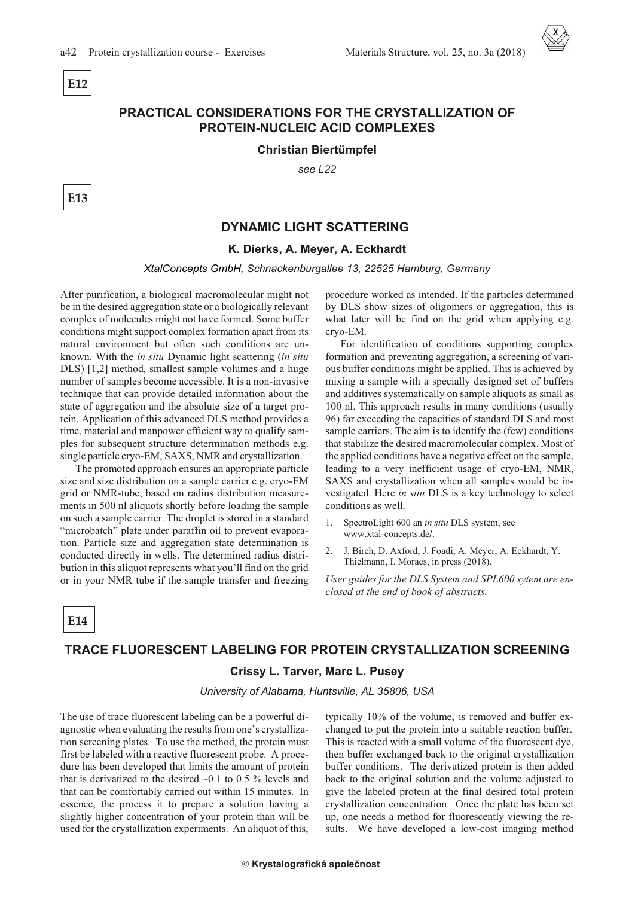**E12**

## PRACTICAL CONSIDERATIONS FOR THE CRYSTALLIZATION OF PROTEIN-NUCLEIC ACID COMPLEXES

**Christian Biertümpfel**

*see L22*

**E13**

## DYNAMIC LIGHT SCATTERING

**K. Dierks, A. Meyer, A. Eckhardt**

*XtalConcepts GmbH, Schnackenburgallee 13, 22525 Hamburg, Germany*

After purification, a biological macromolecular might not be in the desired aggregation state or a biologically relevant complex of molecules might not have formed. Some buffer conditions might support complex formation apart from its natural environment but often such conditions are unknown. With the *in situ* Dynamic light scattering (*in situ* DLS) [1,2] method, smallest sample volumes and a huge number of samples become accessible. It is a non-invasive technique that can provide detailed information about the state of aggregation and the absolute size of a target protein. Application of this advanced DLS method provides a time, material and manpower efficient way to qualify samples for subsequent structure determination methods e.g. single particle cryo-EM, SAXS, NMR and crystallization.

The promoted approach ensures an appropriate particle size and size distribution on a sample carrier e.g. cryo-EM grid or NMR-tube, based on radius distribution measurements in 500 nl aliquots shortly before loading the sample on such a sample carrier. The droplet is stored in a standard "microbatch" plate under paraffin oil to prevent evaporation. Particle size and aggregation state determination is conducted directly in wells. The determined radius distribution in this aliquot represents what you'll find on the grid or in your NMR tube if the sample transfer and freezing procedure worked as intended. If the particles determined by DLS show sizes of oligomers or aggregation, this is what later will be find on the grid when applying e.g. cryo-EM.

For identification of conditions supporting complex formation and preventing aggregation, a screening of various buffer conditions might be applied. This is achieved by mixing a sample with a specially designed set of buffers and additives systematically on sample aliquots as small as 100 nl. This approach results in many conditions (usually 96) far exceeding the capacities of standard DLS and most sample carriers. The aim is to identify the (few) conditions that stabilize the desired macromolecular complex. Most of the applied conditions have a negative effect on the sample, leading to a very inefficient usage of cryo-EM, NMR, SAXS and crystallization when all samples would be investigated. Here *in situ* DLS is a key technology to select conditions as well.

1. SpectroLight 600 an *in situ* DLS system, see www.xtal-concepts.de/.
2. J. Birch, D. Axford, J. Foadi, A. Meyer, A. Eckhardt, Y. Thielmann, I. Moraes, in press (2018).

*User guides for the DLS System and SPL600 sytem are enclosed at the end of book of abstracts.*

**E14**

## TRACE FLUORESCENT LABELING FOR PROTEIN CRYSTALLIZATION SCREENING

**Crissy L. Tarver, Marc L. Pusey**

*University of Alabama, Huntsville, AL 35806, USA*

The use of trace fluorescent labeling can be a powerful diagnostic when evaluating the results from one's crystallization screening plates. To use the method, the protein must first be labeled with a reactive fluorescent probe. A procedure has been developed that limits the amount of protein that is derivatized to the desired ~0.1 to 0.5 % levels and that can be comfortably carried out within 15 minutes. In essence, the process it to prepare a solution having a slightly higher concentration of your protein than will be used for the crystallization experiments. An aliquot of this, typically 10% of the volume, is removed and buffer exchanged to put the protein into a suitable reaction buffer. This is reacted with a small volume of the fluorescent dye, then buffer exchanged back to the original crystallization buffer conditions. The derivatized protein is then added back to the original solution and the volume adjusted to give the labeled protein at the final desired total protein crystallization concentration. Once the plate has been set up, one needs a method for fluorescently viewing the results. We have developed a low-cost imaging method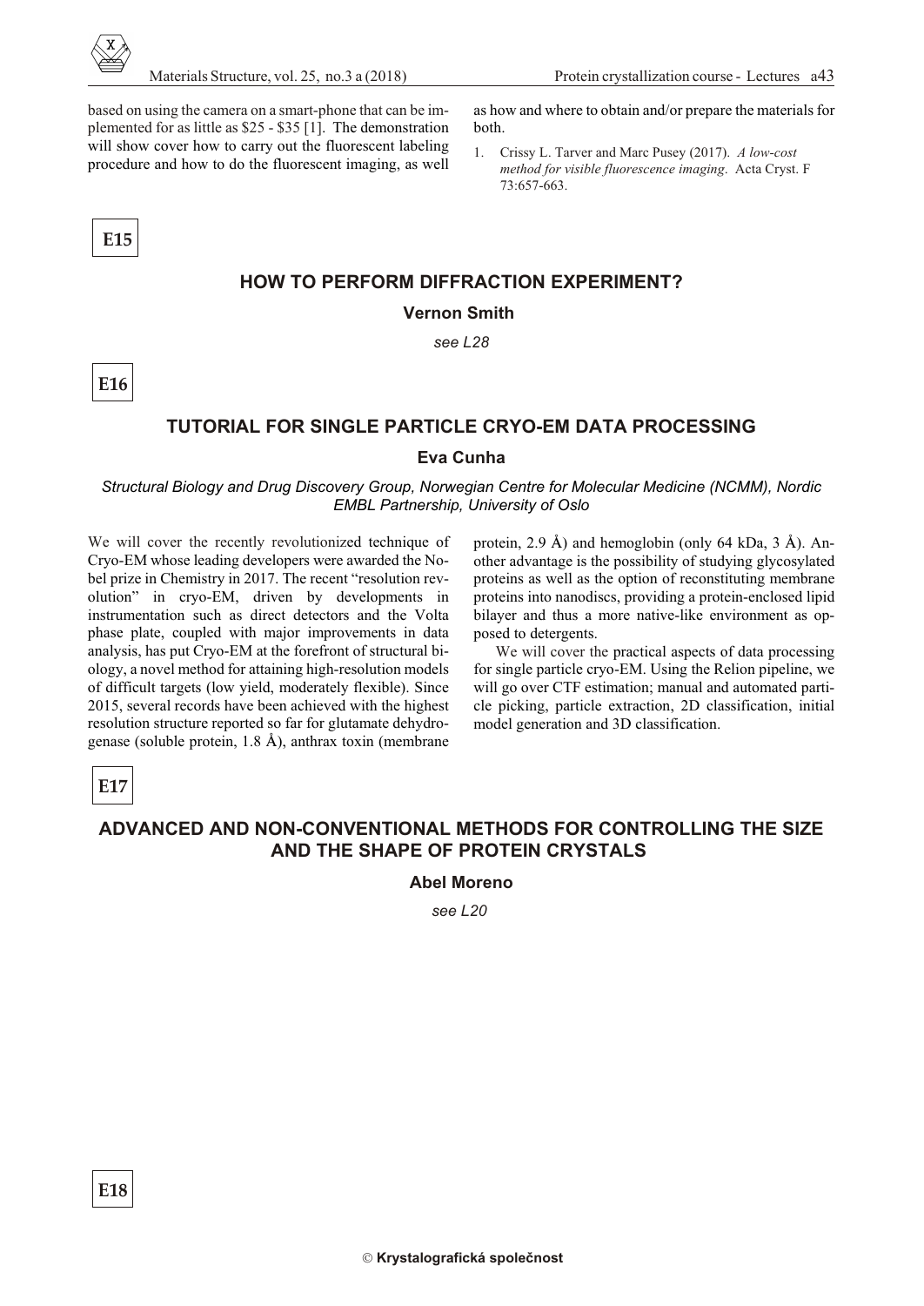based on using the camera on a smart-phone that can be implemented for as little as $25 - $35 [1]. The demonstration will show cover how to carry out the fluorescent labeling procedure and how to do the fluorescent imaging, as well as how and where to obtain and/or prepare the materials for both.

1. Crissy L. Tarver and Marc Pusey (2017). *A low-cost method for visible fluorescence imaging*. Acta Cryst. F 73:657-663.

**E15**

## HOW TO PERFORM DIFFRACTION EXPERIMENT?

**Vernon Smith**

*see L28*

**E16**

## TUTORIAL FOR SINGLE PARTICLE CRYO-EM DATA PROCESSING

**Eva Cunha**

*Structural Biology and Drug Discovery Group, Norwegian Centre for Molecular Medicine (NCMM), Nordic EMBL Partnership, University of Oslo*

We will cover the recently revolutionized technique of Cryo-EM whose leading developers were awarded the Nobel prize in Chemistry in 2017. The recent "resolution revolution" in cryo-EM, driven by developments in instrumentation such as direct detectors and the Volta phase plate, coupled with major improvements in data analysis, has put Cryo-EM at the forefront of structural biology, a novel method for attaining high-resolution models of difficult targets (low yield, moderately flexible). Since 2015, several records have been achieved with the highest resolution structure reported so far for glutamate dehydrogenase (soluble protein, 1.8 Å), anthrax toxin (membrane protein, 2.9 Å) and hemoglobin (only 64 kDa, 3 Å). Another advantage is the possibility of studying glycosylated proteins as well as the option of reconstituting membrane proteins into nanodiscs, providing a protein-enclosed lipid bilayer and thus a more native-like environment as opposed to detergents.

We will cover the practical aspects of data processing for single particle cryo-EM. Using the Relion pipeline, we will go over CTF estimation; manual and automated particle picking, particle extraction, 2D classification, initial model generation and 3D classification.

**E17**

## ADVANCED AND NON-CONVENTIONAL METHODS FOR CONTROLLING THE SIZE AND THE SHAPE OF PROTEIN CRYSTALS

**Abel Moreno**

*see L20*

**E18**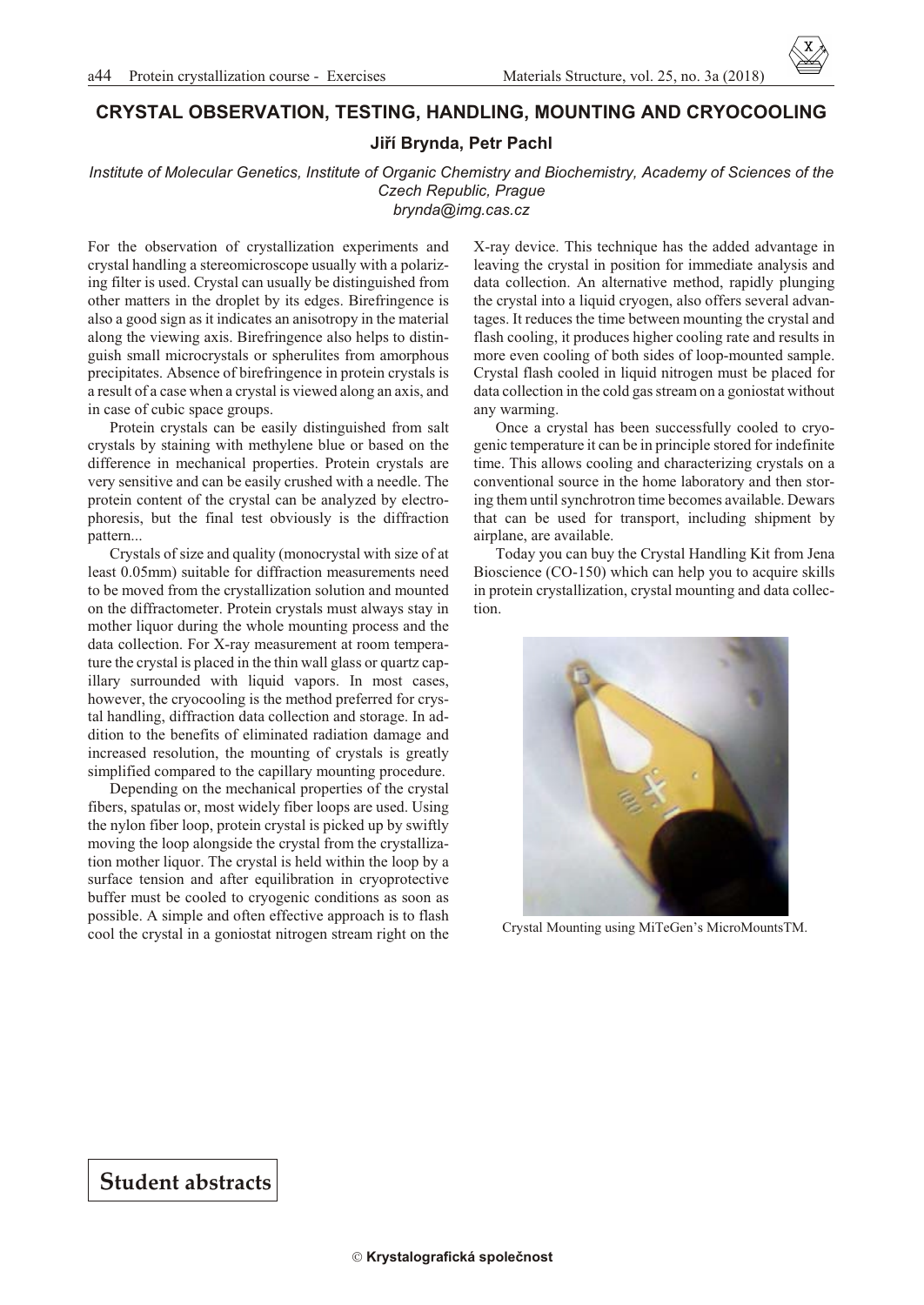# CRYSTAL OBSERVATION, TESTING, HANDLING, MOUNTING AND CRYOCOOLING

**Jiří Brynda, Petr Pachl**

*Institute of Molecular Genetics, Institute of Organic Chemistry and Biochemistry, Academy of Sciences of the Czech Republic, Prague*
*brynda@img.cas.cz*

For the observation of crystallization experiments and crystal handling a stereomicroscope usually with a polarizing filter is used. Crystal can usually be distinguished from other matters in the droplet by its edges. Birefringence is also a good sign as it indicates an anisotropy in the material along the viewing axis. Birefringence also helps to distinguish small microcrystals or spherulites from amorphous precipitates. Absence of birefringence in protein crystals is a result of a case when a crystal is viewed along an axis, and in case of cubic space groups.

Protein crystals can be easily distinguished from salt crystals by staining with methylene blue or based on the difference in mechanical properties. Protein crystals are very sensitive and can be easily crushed with a needle. The protein content of the crystal can be analyzed by electrophoresis, but the final test obviously is the diffraction pattern...

Crystals of size and quality (monocrystal with size of at least 0.05mm) suitable for diffraction measurements need to be moved from the crystallization solution and mounted on the diffractometer. Protein crystals must always stay in mother liquor during the whole mounting process and the data collection. For X-ray measurement at room temperature the crystal is placed in the thin wall glass or quartz capillary surrounded with liquid vapors. In most cases, however, the cryocooling is the method preferred for crystal handling, diffraction data collection and storage. In addition to the benefits of eliminated radiation damage and increased resolution, the mounting of crystals is greatly simplified compared to the capillary mounting procedure.

Depending on the mechanical properties of the crystal fibers, spatulas or, most widely fiber loops are used. Using the nylon fiber loop, protein crystal is picked up by swiftly moving the loop alongside the crystal from the crystallization mother liquor. The crystal is held within the loop by a surface tension and after equilibration in cryoprotective buffer must be cooled to cryogenic conditions as soon as possible. A simple and often effective approach is to flash cool the crystal in a goniostat nitrogen stream right on the X-ray device. This technique has the added advantage in leaving the crystal in position for immediate analysis and data collection. An alternative method, rapidly plunging the crystal into a liquid cryogen, also offers several advantages. It reduces the time between mounting the crystal and flash cooling, it produces higher cooling rate and results in more even cooling of both sides of loop-mounted sample. Crystal flash cooled in liquid nitrogen must be placed for data collection in the cold gas stream on a goniostat without any warming.

Once a crystal has been successfully cooled to cryogenic temperature it can be in principle stored for indefinite time. This allows cooling and characterizing crystals on a conventional source in the home laboratory and then storing them until synchrotron time becomes available. Dewars that can be used for transport, including shipment by airplane, are available.

Today you can buy the Crystal Handling Kit from Jena Bioscience (CO-150) which can help you to acquire skills in protein crystallization, crystal mounting and data collection.

Crystal Mounting using MiTeGen's MicroMountsTM.

**Student abstracts**